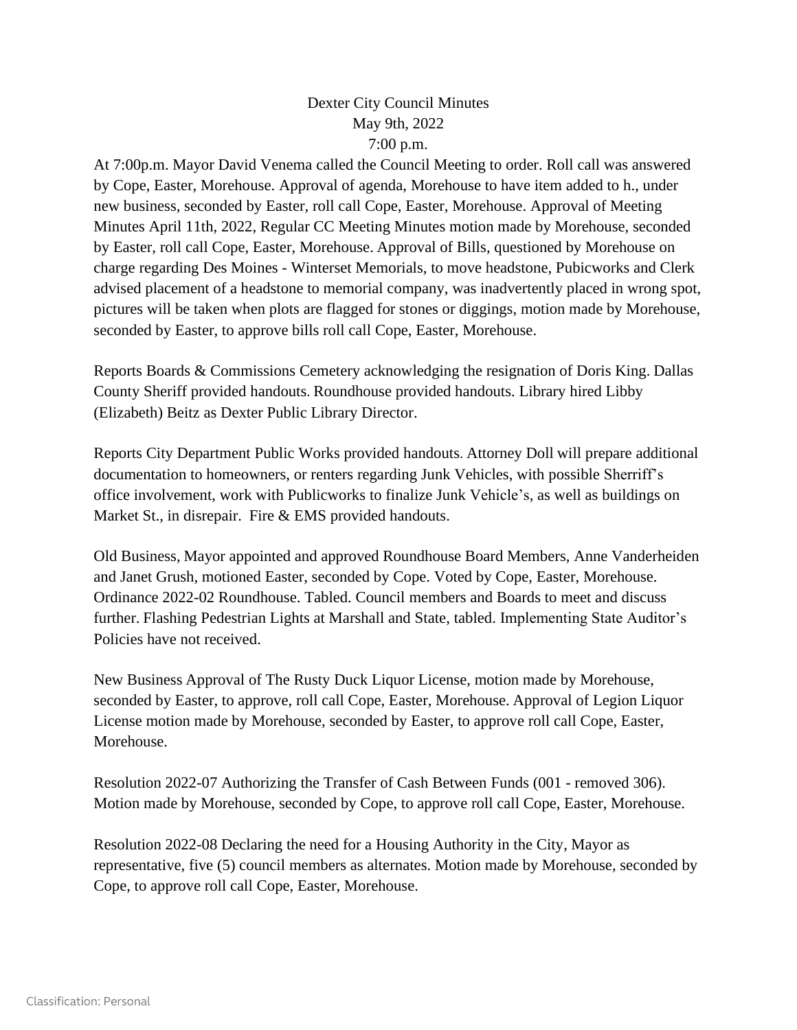Dexter City Council Minutes
May 9th, 2022
7:00 p.m.

At 7:00p.m. Mayor David Venema called the Council Meeting to order. Roll call was answered by Cope, Easter, Morehouse. Approval of agenda, Morehouse to have item added to h., under new business, seconded by Easter, roll call Cope, Easter, Morehouse. Approval of Meeting Minutes April 11th, 2022, Regular CC Meeting Minutes motion made by Morehouse, seconded by Easter, roll call Cope, Easter, Morehouse. Approval of Bills, questioned by Morehouse on charge regarding Des Moines - Winterset Memorials, to move headstone, Pubicworks and Clerk advised placement of a headstone to memorial company, was inadvertently placed in wrong spot, pictures will be taken when plots are flagged for stones or diggings, motion made by Morehouse, seconded by Easter, to approve bills roll call Cope, Easter, Morehouse.

Reports Boards & Commissions Cemetery acknowledging the resignation of Doris King. Dallas County Sheriff provided handouts. Roundhouse provided handouts. Library hired Libby (Elizabeth) Beitz as Dexter Public Library Director.

Reports City Department Public Works provided handouts. Attorney Doll will prepare additional documentation to homeowners, or renters regarding Junk Vehicles, with possible Sherriff's office involvement, work with Publicworks to finalize Junk Vehicle's, as well as buildings on Market St., in disrepair. Fire & EMS provided handouts.

Old Business, Mayor appointed and approved Roundhouse Board Members, Anne Vanderheiden and Janet Grush, motioned Easter, seconded by Cope. Voted by Cope, Easter, Morehouse. Ordinance 2022-02 Roundhouse. Tabled. Council members and Boards to meet and discuss further. Flashing Pedestrian Lights at Marshall and State, tabled. Implementing State Auditor's Policies have not received.

New Business Approval of The Rusty Duck Liquor License, motion made by Morehouse, seconded by Easter, to approve, roll call Cope, Easter, Morehouse. Approval of Legion Liquor License motion made by Morehouse, seconded by Easter, to approve roll call Cope, Easter, Morehouse.

Resolution 2022-07 Authorizing the Transfer of Cash Between Funds (001 - removed 306). Motion made by Morehouse, seconded by Cope, to approve roll call Cope, Easter, Morehouse.

Resolution 2022-08 Declaring the need for a Housing Authority in the City, Mayor as representative, five (5) council members as alternates. Motion made by Morehouse, seconded by Cope, to approve roll call Cope, Easter, Morehouse.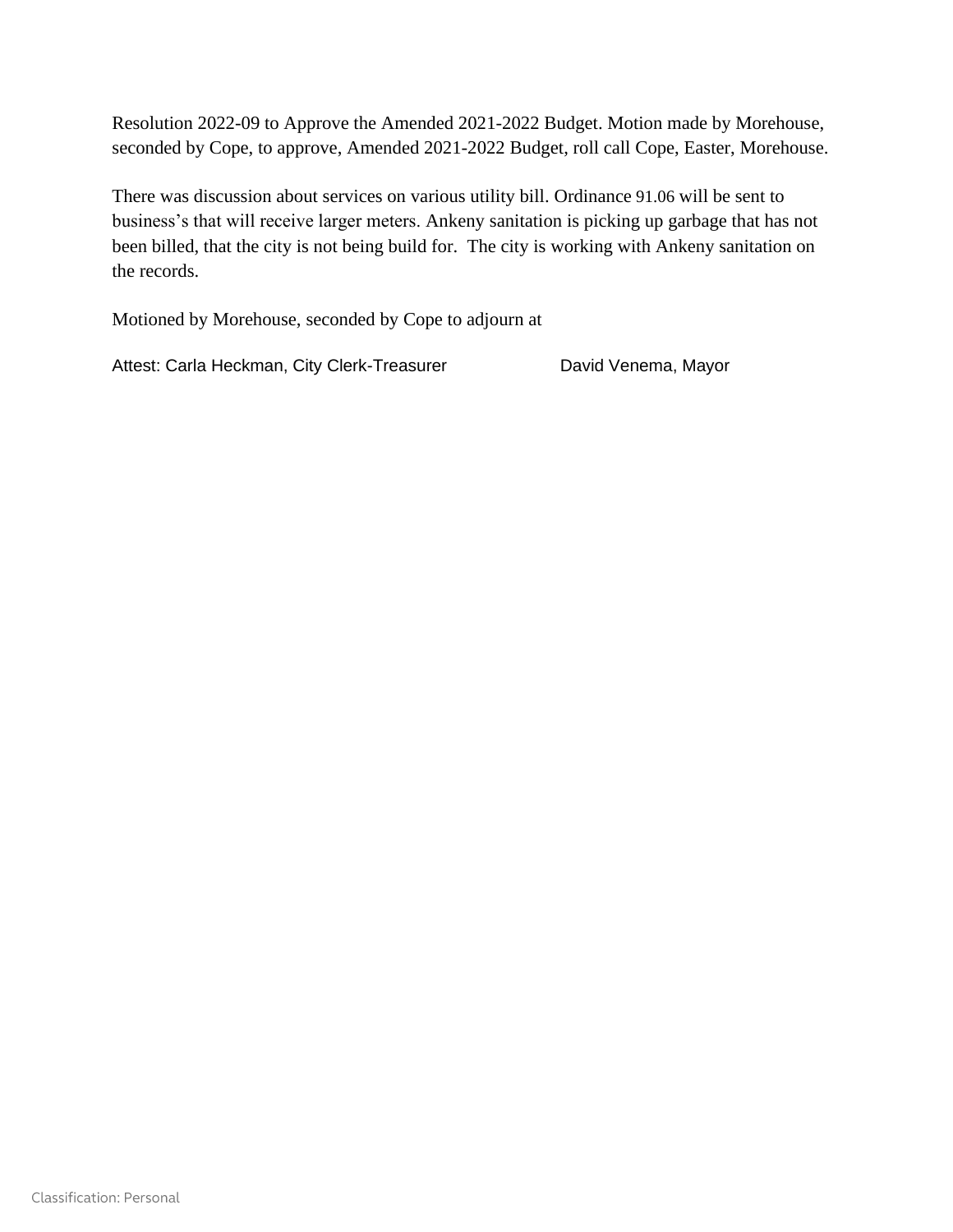Resolution 2022-09 to Approve the Amended 2021-2022 Budget. Motion made by Morehouse, seconded by Cope, to approve, Amended 2021-2022 Budget, roll call Cope, Easter, Morehouse.

There was discussion about services on various utility bill. Ordinance 91.06 will be sent to business's that will receive larger meters. Ankeny sanitation is picking up garbage that has not been billed, that the city is not being build for.  The city is working with Ankeny sanitation on the records.

Motioned by Morehouse, seconded by Cope to adjourn at

Attest: Carla Heckman, City Clerk-Treasurer                    David Venema, Mayor

Classification: Personal